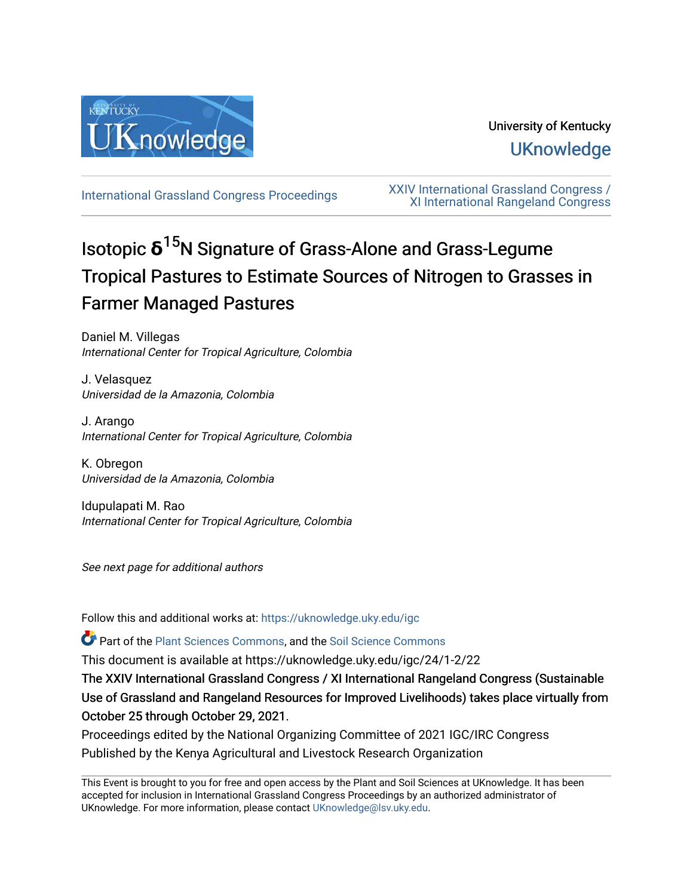University of Kentucky

UKnowledge

International Grassland Congress Proceedings

XXIV International Grassland Congress / XI International Rangeland Congress

# Isotopic $\delta^{15}$N Signature of Grass-Alone and Grass-Legume Tropical Pastures to Estimate Sources of Nitrogen to Grasses in Farmer Managed Pastures

Daniel M. Villegas
*International Center for Tropical Agriculture, Colombia*

J. Velasquez
*Universidad de la Amazonia, Colombia*

J. Arango
*International Center for Tropical Agriculture, Colombia*

K. Obregon
*Universidad de la Amazonia, Colombia*

Idupulapati M. Rao
*International Center for Tropical Agriculture, Colombia*

*See next page for additional authors*

Follow this and additional works at: https://uknowledge.uky.edu/igc

Part of the Plant Sciences Commons, and the Soil Science Commons

This document is available at https://uknowledge.uky.edu/igc/24/1-2/22

The XXIV International Grassland Congress / XI International Rangeland Congress (Sustainable Use of Grassland and Rangeland Resources for Improved Livelihoods) takes place virtually from October 25 through October 29, 2021.

Proceedings edited by the National Organizing Committee of 2021 IGC/IRC Congress
Published by the Kenya Agricultural and Livestock Research Organization

This Event is brought to you for free and open access by the Plant and Soil Sciences at UKnowledge. It has been accepted for inclusion in International Grassland Congress Proceedings by an authorized administrator of UKnowledge. For more information, please contact UKnowledge@lsv.uky.edu.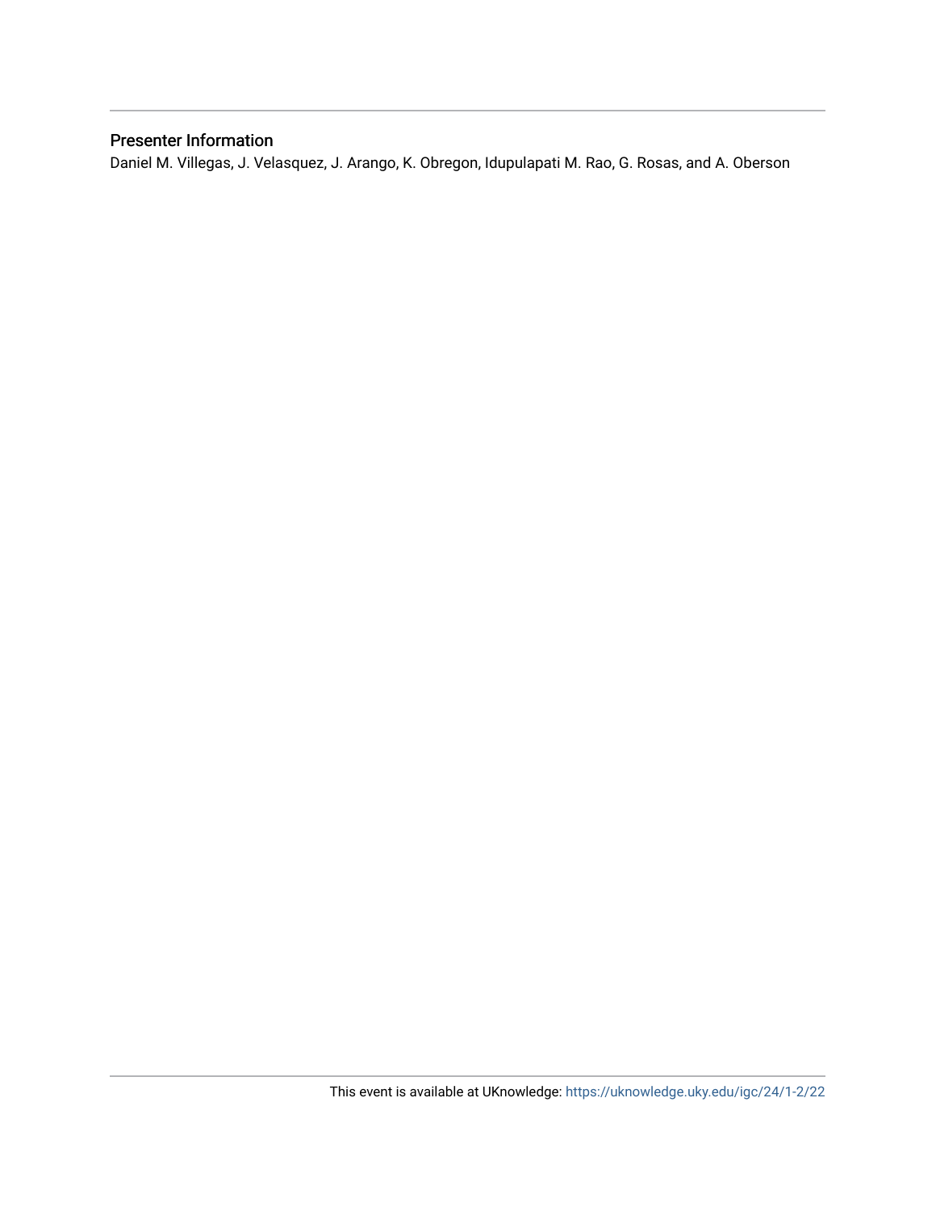## Presenter Information

Daniel M. Villegas, J. Velasquez, J. Arango, K. Obregon, Idupulapati M. Rao, G. Rosas, and A. Oberson

This event is available at UKnowledge: https://uknowledge.uky.edu/igc/24/1-2/22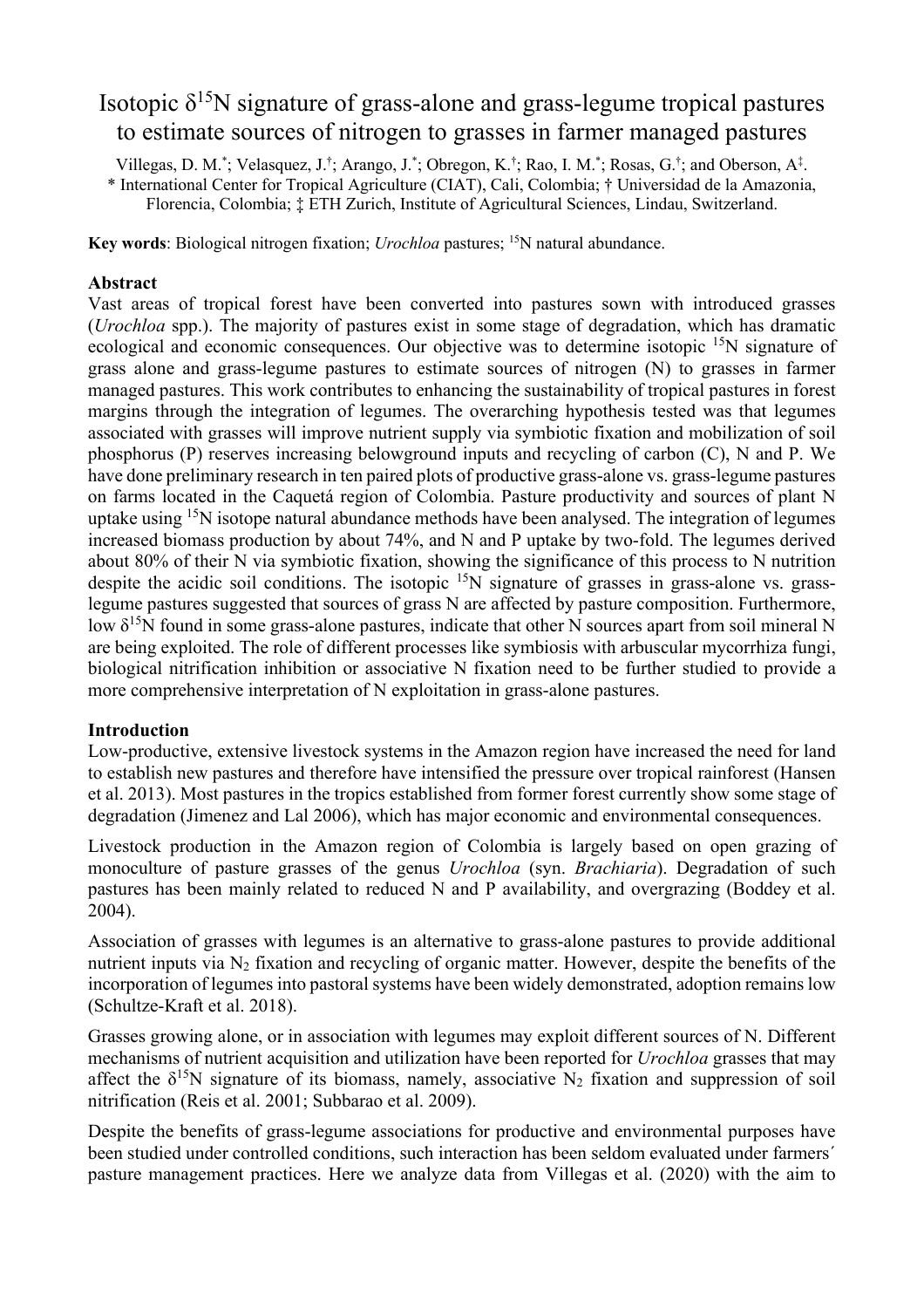# Isotopic $\delta^{15}N$ signature of grass-alone and grass-legume tropical pastures to estimate sources of nitrogen to grasses in farmer managed pastures

Villegas, D. M.[*]; Velasquez, J.[†]; Arango, J.[*]; Obregon, K.[†]; Rao, I. M.[*]; Rosas, G.[†]; and Oberson, A[‡].
[*] International Center for Tropical Agriculture (CIAT), Cali, Colombia; [†] Universidad de la Amazonia, Florencia, Colombia; [‡] ETH Zurich, Institute of Agricultural Sciences, Lindau, Switzerland.

**Key words**: Biological nitrogen fixation; *Urochloa* pastures; $^{15}N$ natural abundance.

**Abstract**

Vast areas of tropical forest have been converted into pastures sown with introduced grasses (*Urochloa* spp.). The majority of pastures exist in some stage of degradation, which has dramatic ecological and economic consequences. Our objective was to determine isotopic $^{15}N$ signature of grass alone and grass-legume pastures to estimate sources of nitrogen (N) to grasses in farmer managed pastures. This work contributes to enhancing the sustainability of tropical pastures in forest margins through the integration of legumes. The overarching hypothesis tested was that legumes associated with grasses will improve nutrient supply via symbiotic fixation and mobilization of soil phosphorus (P) reserves increasing belowground inputs and recycling of carbon (C), N and P. We have done preliminary research in ten paired plots of productive grass-alone vs. grass-legume pastures on farms located in the Caquetá region of Colombia. Pasture productivity and sources of plant N uptake using $^{15}N$ isotope natural abundance methods have been analysed. The integration of legumes increased biomass production by about 74%, and N and P uptake by two-fold. The legumes derived about 80% of their N via symbiotic fixation, showing the significance of this process to N nutrition despite the acidic soil conditions. The isotopic $^{15}N$ signature of grasses in grass-alone vs. grass-legume pastures suggested that sources of grass N are affected by pasture composition. Furthermore, low $\delta^{15}N$ found in some grass-alone pastures, indicate that other N sources apart from soil mineral N are being exploited. The role of different processes like symbiosis with arbuscular mycorrhiza fungi, biological nitrification inhibition or associative N fixation need to be further studied to provide a more comprehensive interpretation of N exploitation in grass-alone pastures.

**Introduction**

Low-productive, extensive livestock systems in the Amazon region have increased the need for land to establish new pastures and therefore have intensified the pressure over tropical rainforest (Hansen et al. 2013). Most pastures in the tropics established from former forest currently show some stage of degradation (Jimenez and Lal 2006), which has major economic and environmental consequences.

Livestock production in the Amazon region of Colombia is largely based on open grazing of monoculture of pasture grasses of the genus *Urochloa* (syn. *Brachiaria*). Degradation of such pastures has been mainly related to reduced N and P availability, and overgrazing (Boddey et al. 2004).

Association of grasses with legumes is an alternative to grass-alone pastures to provide additional nutrient inputs via $N_2$ fixation and recycling of organic matter. However, despite the benefits of the incorporation of legumes into pastoral systems have been widely demonstrated, adoption remains low (Schultze-Kraft et al. 2018).

Grasses growing alone, or in association with legumes may exploit different sources of N. Different mechanisms of nutrient acquisition and utilization have been reported for *Urochloa* grasses that may affect the $\delta^{15}N$ signature of its biomass, namely, associative $N_2$ fixation and suppression of soil nitrification (Reis et al. 2001; Subbarao et al. 2009).

Despite the benefits of grass-legume associations for productive and environmental purposes have been studied under controlled conditions, such interaction has been seldom evaluated under farmers´ pasture management practices. Here we analyze data from Villegas et al. (2020) with the aim to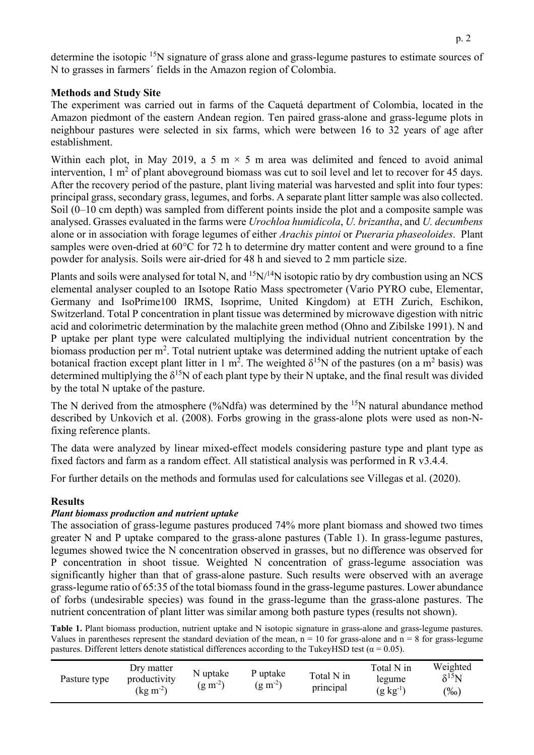determine the isotopic $^{15}N$ signature of grass alone and grass-legume pastures to estimate sources of N to grasses in farmers´ fields in the Amazon region of Colombia.

## Methods and Study Site

The experiment was carried out in farms of the Caquetá department of Colombia, located in the Amazon piedmont of the eastern Andean region. Ten paired grass-alone and grass-legume plots in neighbour pastures were selected in six farms, which were between 16 to 32 years of age after establishment.

Within each plot, in May 2019, a 5 m × 5 m area was delimited and fenced to avoid animal intervention, 1 $m^2$ of plant aboveground biomass was cut to soil level and let to recover for 45 days. After the recovery period of the pasture, plant living material was harvested and split into four types: principal grass, secondary grass, legumes, and forbs. A separate plant litter sample was also collected. Soil (0–10 cm depth) was sampled from different points inside the plot and a composite sample was analysed. Grasses evaluated in the farms were *Urochloa humidicola*, *U. brizantha*, and *U. decumbens* alone or in association with forage legumes of either *Arachis pintoi* or *Pueraria phaseoloides*. Plant samples were oven-dried at 60°C for 72 h to determine dry matter content and were ground to a fine powder for analysis. Soils were air-dried for 48 h and sieved to 2 mm particle size.

Plants and soils were analysed for total N, and $^{15}N/^{14}N$ isotopic ratio by dry combustion using an NCS elemental analyser coupled to an Isotope Ratio Mass spectrometer (Vario PYRO cube, Elementar, Germany and IsoPrime100 IRMS, Isoprime, United Kingdom) at ETH Zurich, Eschikon, Switzerland. Total P concentration in plant tissue was determined by microwave digestion with nitric acid and colorimetric determination by the malachite green method (Ohno and Zibilske 1991). N and P uptake per plant type were calculated multiplying the individual nutrient concentration by the biomass production per $m^2$. Total nutrient uptake was determined adding the nutrient uptake of each botanical fraction except plant litter in 1 $m^2$. The weighted $\delta^{15}N$ of the pastures (on a $m^2$ basis) was determined multiplying the $\delta^{15}N$ of each plant type by their N uptake, and the final result was divided by the total N uptake of the pasture.

The N derived from the atmosphere (%Ndfa) was determined by the $^{15}N$ natural abundance method described by Unkovich et al. (2008). Forbs growing in the grass-alone plots were used as non-N-fixing reference plants.

The data were analyzed by linear mixed-effect models considering pasture type and plant type as fixed factors and farm as a random effect. All statistical analysis was performed in R v3.4.4.

For further details on the methods and formulas used for calculations see Villegas et al. (2020).

## Results

### *Plant biomass production and nutrient uptake*

The association of grass-legume pastures produced 74% more plant biomass and showed two times greater N and P uptake compared to the grass-alone pastures (Table 1). In grass-legume pastures, legumes showed twice the N concentration observed in grasses, but no difference was observed for P concentration in shoot tissue. Weighted N concentration of grass-legume association was significantly higher than that of grass-alone pasture. Such results were observed with an average grass-legume ratio of 65:35 of the total biomass found in the grass-legume pastures. Lower abundance of forbs (undesirable species) was found in the grass-legume than the grass-alone pastures. The nutrient concentration of plant litter was similar among both pasture types (results not shown).

**Table 1.** Plant biomass production, nutrient uptake and N isotopic signature in grass-alone and grass-legume pastures. Values in parentheses represent the standard deviation of the mean, n = 10 for grass-alone and n = 8 for grass-legume pastures. Different letters denote statistical differences according to the TukeyHSD test (α = 0.05).

| Pasture type | Dry matter productivity (kg $m^{-2}$) | N uptake (g $m^{-2}$) | P uptake (g $m^{-2}$) | Total N in principal | Total N in legume (g $kg^{-1}$) | Weighted $\delta^{15}N$ (‰) |
|---|---|---|---|---|---|---|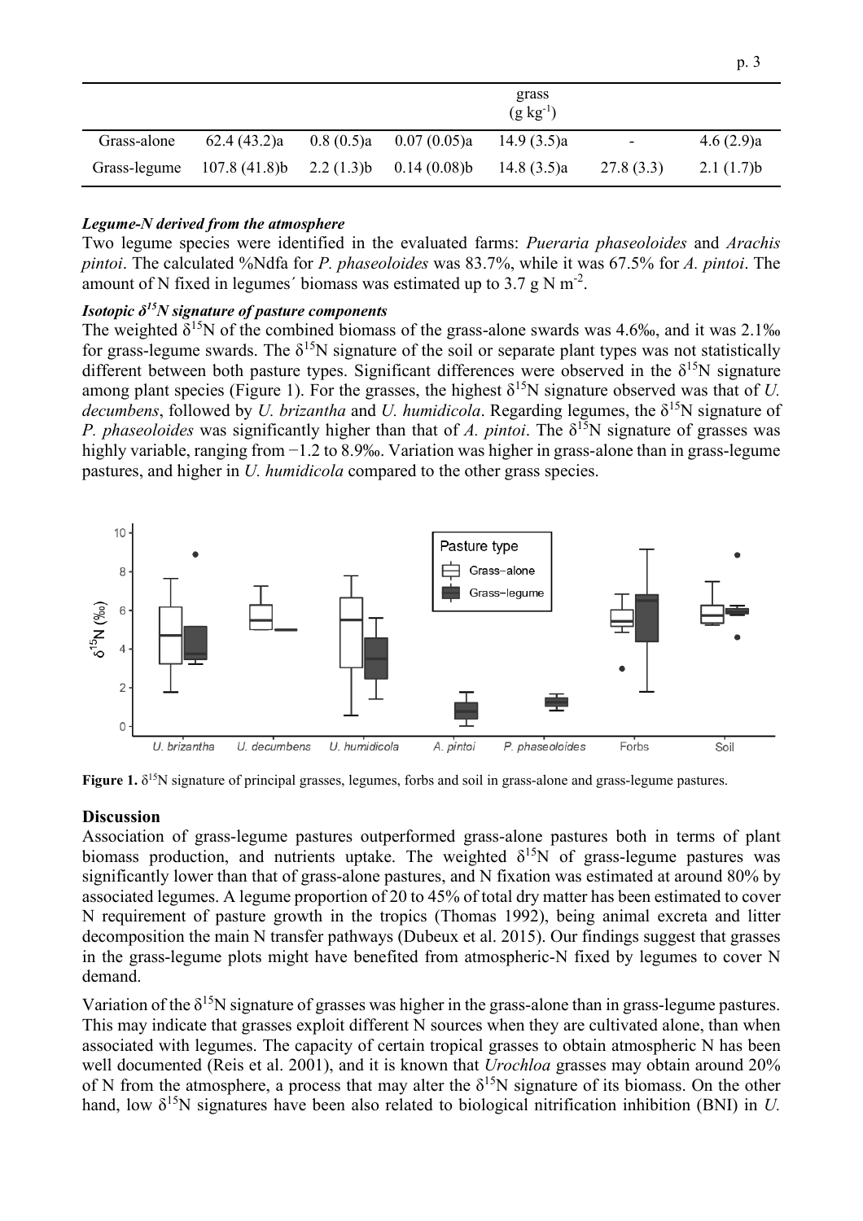| | | | | grass (g kg$^{-1}$) | | |
|---|---|---|---|---|---|---|
| Grass-alone | 62.4 (43.2)a | 0.8 (0.5)a | 0.07 (0.05)a | 14.9 (3.5)a | - | 4.6 (2.9)a |
| Grass-legume | 107.8 (41.8)b | 2.2 (1.3)b | 0.14 (0.08)b | 14.8 (3.5)a | 27.8 (3.3) | 2.1 (1.7)b |

***Legume-N derived from the atmosphere***

Two legume species were identified in the evaluated farms: *Pueraria phaseoloides* and *Arachis pintoi*. The calculated %Ndfa for *P. phaseoloides* was 83.7%, while it was 67.5% for *A. pintoi*. The amount of N fixed in legumes´ biomass was estimated up to 3.7 g N m$^{-2}$.

***Isotopic $\delta^{15}N$ signature of pasture components***

The weighted $\delta^{15}$N of the combined biomass of the grass-alone swards was 4.6‰, and it was 2.1‰ for grass-legume swards. The $\delta^{15}$N signature of the soil or separate plant types was not statistically different between both pasture types. Significant differences were observed in the $\delta^{15}$N signature among plant species (Figure 1). For the grasses, the highest $\delta^{15}$N signature observed was that of *U. decumbens*, followed by *U. brizantha* and *U. humidicola*. Regarding legumes, the $\delta^{15}$N signature of *P. phaseoloides* was significantly higher than that of *A. pintoi*. The $\delta^{15}$N signature of grasses was highly variable, ranging from −1.2 to 8.9‰. Variation was higher in grass-alone than in grass-legume pastures, and higher in *U. humidicola* compared to the other grass species.

**Figure 1.** $\delta^{15}$N signature of principal grasses, legumes, forbs and soil in grass-alone and grass-legume pastures.

## Discussion

Association of grass-legume pastures outperformed grass-alone pastures both in terms of plant biomass production, and nutrients uptake. The weighted $\delta^{15}$N of grass-legume pastures was significantly lower than that of grass-alone pastures, and N fixation was estimated at around 80% by associated legumes. A legume proportion of 20 to 45% of total dry matter has been estimated to cover N requirement of pasture growth in the tropics (Thomas 1992), being animal excreta and litter decomposition the main N transfer pathways (Dubeux et al. 2015). Our findings suggest that grasses in the grass-legume plots might have benefited from atmospheric-N fixed by legumes to cover N demand.

Variation of the $\delta^{15}$N signature of grasses was higher in the grass-alone than in grass-legume pastures. This may indicate that grasses exploit different N sources when they are cultivated alone, than when associated with legumes. The capacity of certain tropical grasses to obtain atmospheric N has been well documented (Reis et al. 2001), and it is known that *Urochloa* grasses may obtain around 20% of N from the atmosphere, a process that may alter the $\delta^{15}$N signature of its biomass. On the other hand, low $\delta^{15}$N signatures have been also related to biological nitrification inhibition (BNI) in *U.*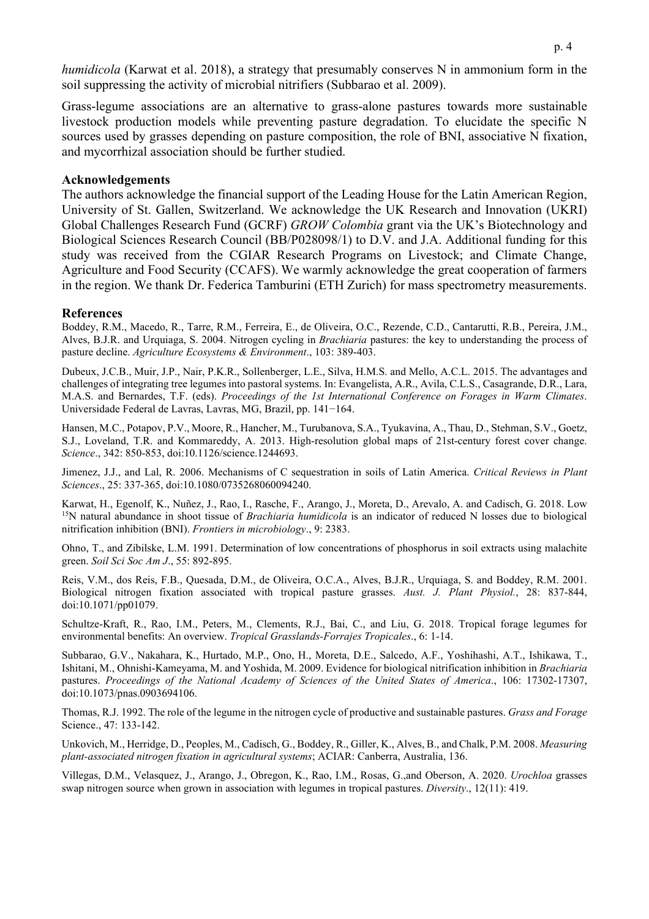*humidicola* (Karwat et al. 2018), a strategy that presumably conserves N in ammonium form in the soil suppressing the activity of microbial nitrifiers (Subbarao et al. 2009).

Grass-legume associations are an alternative to grass-alone pastures towards more sustainable livestock production models while preventing pasture degradation. To elucidate the specific N sources used by grasses depending on pasture composition, the role of BNI, associative N fixation, and mycorrhizal association should be further studied.

**Acknowledgements**

The authors acknowledge the financial support of the Leading House for the Latin American Region, University of St. Gallen, Switzerland. We acknowledge the UK Research and Innovation (UKRI) Global Challenges Research Fund (GCRF) *GROW Colombia* grant via the UK's Biotechnology and Biological Sciences Research Council (BB/P028098/1) to D.V. and J.A. Additional funding for this study was received from the CGIAR Research Programs on Livestock; and Climate Change, Agriculture and Food Security (CCAFS). We warmly acknowledge the great cooperation of farmers in the region. We thank Dr. Federica Tamburini (ETH Zurich) for mass spectrometry measurements.

**References**

Boddey, R.M., Macedo, R., Tarre, R.M., Ferreira, E., de Oliveira, O.C., Rezende, C.D., Cantarutti, R.B., Pereira, J.M., Alves, B.J.R. and Urquiaga, S. 2004. Nitrogen cycling in *Brachiaria* pastures: the key to understanding the process of pasture decline. *Agriculture Ecosystems & Environment*., 103: 389-403.

Dubeux, J.C.B., Muir, J.P., Nair, P.K.R., Sollenberger, L.E., Silva, H.M.S. and Mello, A.C.L. 2015. The advantages and challenges of integrating tree legumes into pastoral systems. In: Evangelista, A.R., Avila, C.L.S., Casagrande, D.R., Lara, M.A.S. and Bernardes, T.F. (eds). *Proceedings of the 1st International Conference on Forages in Warm Climates*. Universidade Federal de Lavras, Lavras, MG, Brazil, pp. 141−164.

Hansen, M.C., Potapov, P.V., Moore, R., Hancher, M., Turubanova, S.A., Tyukavina, A., Thau, D., Stehman, S.V., Goetz, S.J., Loveland, T.R. and Kommareddy, A. 2013. High-resolution global maps of 21st-century forest cover change. *Science*., 342: 850-853, doi:10.1126/science.1244693.

Jimenez, J.J., and Lal, R. 2006. Mechanisms of C sequestration in soils of Latin America. *Critical Reviews in Plant Sciences*., 25: 337-365, doi:10.1080/07352680600942​40.

Karwat, H., Egenolf, K., Nuñez, J., Rao, I., Rasche, F., Arango, J., Moreta, D., Arevalo, A. and Cadisch, G. 2018. Low $^{15}$N natural abundance in shoot tissue of *Brachiaria humidicola* is an indicator of reduced N losses due to biological nitrification inhibition (BNI). *Frontiers in microbiology*., 9: 2383.

Ohno, T., and Zibilske, L.M. 1991. Determination of low concentrations of phosphorus in soil extracts using malachite green. *Soil Sci Soc Am J*., 55: 892-895.

Reis, V.M., dos Reis, F.B., Quesada, D.M., de Oliveira, O.C.A., Alves, B.J.R., Urquiaga, S. and Boddey, R.M. 2001. Biological nitrogen fixation associated with tropical pasture grasses. *Aust. J. Plant Physiol.*, 28: 837-844, doi:10.1071/pp01079.

Schultze-Kraft, R., Rao, I.M., Peters, M., Clements, R.J., Bai, C., and Liu, G. 2018. Tropical forage legumes for environmental benefits: An overview. *Tropical Grasslands-Forrajes Tropicales*., 6: 1-14.

Subbarao, G.V., Nakahara, K., Hurtado, M.P., Ono, H., Moreta, D.E., Salcedo, A.F., Yoshihashi, A.T., Ishikawa, T., Ishitani, M., Ohnishi-Kameyama, M. and Yoshida, M. 2009. Evidence for biological nitrification inhibition in *Brachiaria* pastures. *Proceedings of the National Academy of Sciences of the United States of America*., 106: 17302-17307, doi:10.1073/pnas.0903694106.

Thomas, R.J. 1992. The role of the legume in the nitrogen cycle of productive and sustainable pastures. *Grass and Forage* Science., 47: 133-142.

Unkovich, M., Herridge, D., Peoples, M., Cadisch, G., Boddey, R., Giller, K., Alves, B., and Chalk, P.M. 2008. *Measuring plant-associated nitrogen fixation in agricultural systems*; ACIAR: Canberra, Australia, 136.

Villegas, D.M., Velasquez, J., Arango, J., Obregon, K., Rao, I.M., Rosas, G.,and Oberson, A. 2020. *Urochloa* grasses swap nitrogen source when grown in association with legumes in tropical pastures. *Diversity*., 12(11): 419.